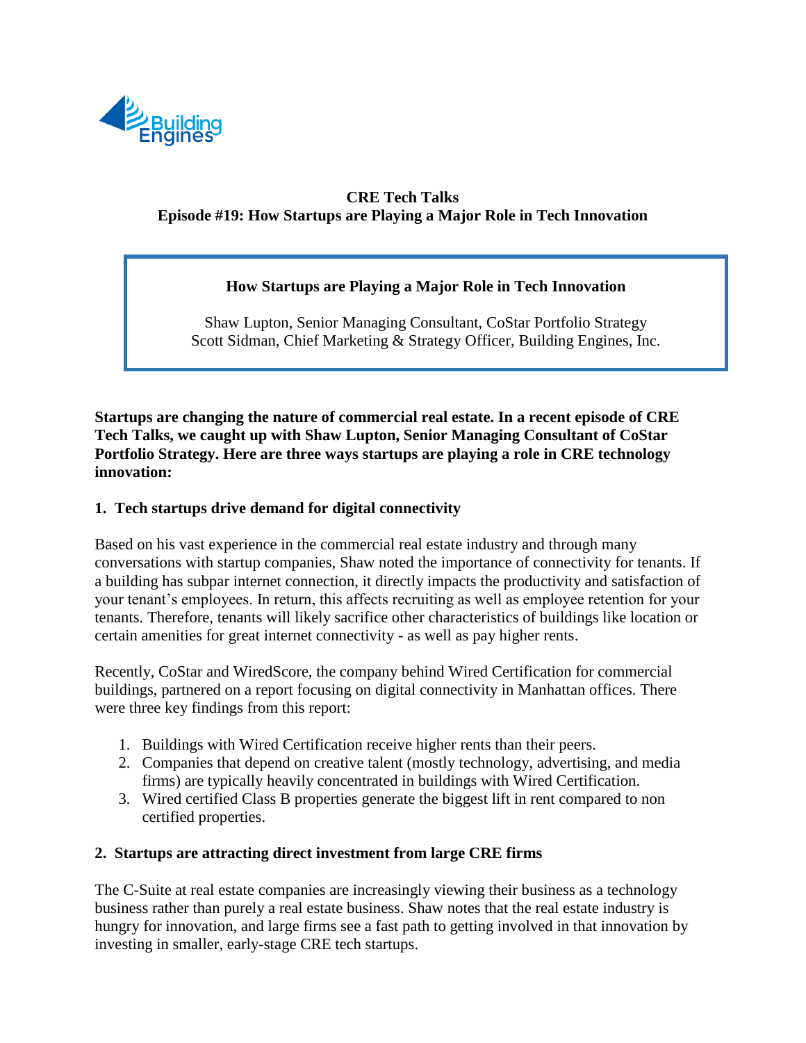**CRE Tech Talks**
**Episode #19: How Startups are Playing a Major Role in Tech Innovation**

> **How Startups are Playing a Major Role in Tech Innovation**
>
> Shaw Lupton, Senior Managing Consultant, CoStar Portfolio Strategy
> Scott Sidman, Chief Marketing & Strategy Officer, Building Engines, Inc.

**Startups are changing the nature of commercial real estate. In a recent episode of CRE Tech Talks, we caught up with Shaw Lupton, Senior Managing Consultant of CoStar Portfolio Strategy. Here are three ways startups are playing a role in CRE technology innovation:**

## 1. Tech startups drive demand for digital connectivity

Based on his vast experience in the commercial real estate industry and through many conversations with startup companies, Shaw noted the importance of connectivity for tenants. If a building has subpar internet connection, it directly impacts the productivity and satisfaction of your tenant's employees. In return, this affects recruiting as well as employee retention for your tenants. Therefore, tenants will likely sacrifice other characteristics of buildings like location or certain amenities for great internet connectivity - as well as pay higher rents.

Recently, CoStar and WiredScore, the company behind Wired Certification for commercial buildings, partnered on a report focusing on digital connectivity in Manhattan offices. There were three key findings from this report:

1. Buildings with Wired Certification receive higher rents than their peers.
2. Companies that depend on creative talent (mostly technology, advertising, and media firms) are typically heavily concentrated in buildings with Wired Certification.
3. Wired certified Class B properties generate the biggest lift in rent compared to non certified properties.

## 2. Startups are attracting direct investment from large CRE firms

The C-Suite at real estate companies are increasingly viewing their business as a technology business rather than purely a real estate business. Shaw notes that the real estate industry is hungry for innovation, and large firms see a fast path to getting involved in that innovation by investing in smaller, early-stage CRE tech startups.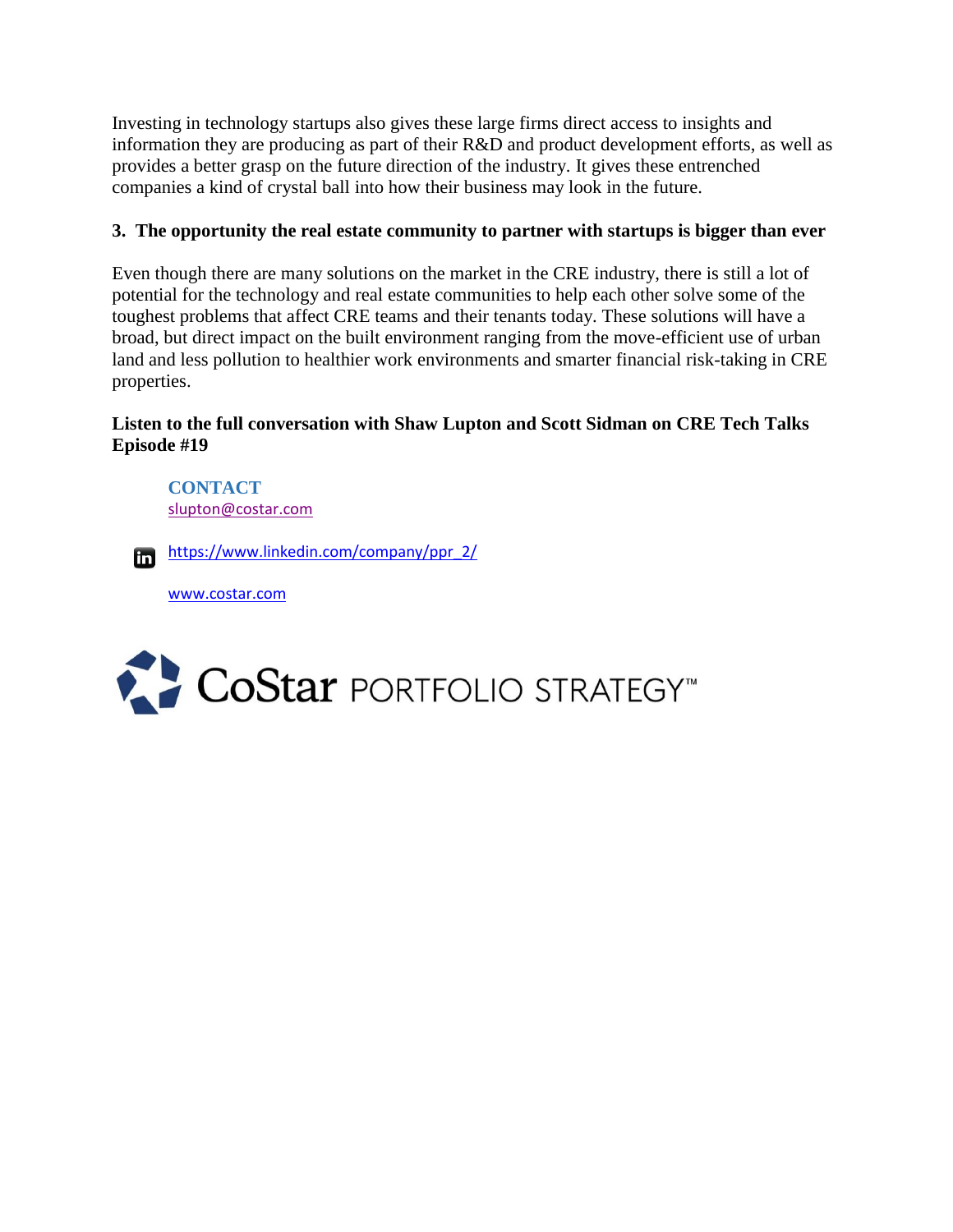Investing in technology startups also gives these large firms direct access to insights and information they are producing as part of their R&D and product development efforts, as well as provides a better grasp on the future direction of the industry. It gives these entrenched companies a kind of crystal ball into how their business may look in the future.

### 3. The opportunity the real estate community to partner with startups is bigger than ever

Even though there are many solutions on the market in the CRE industry, there is still a lot of potential for the technology and real estate communities to help each other solve some of the toughest problems that affect CRE teams and their tenants today. These solutions will have a broad, but direct impact on the built environment ranging from the move-efficient use of urban land and less pollution to healthier work environments and smarter financial risk-taking in CRE properties.

**Listen to the full conversation with Shaw Lupton and Scott Sidman on CRE Tech Talks Episode #19**

**CONTACT**
slupton@costar.com

https://www.linkedin.com/company/ppr_2/

www.costar.com

CoStar PORTFOLIO STRATEGY™